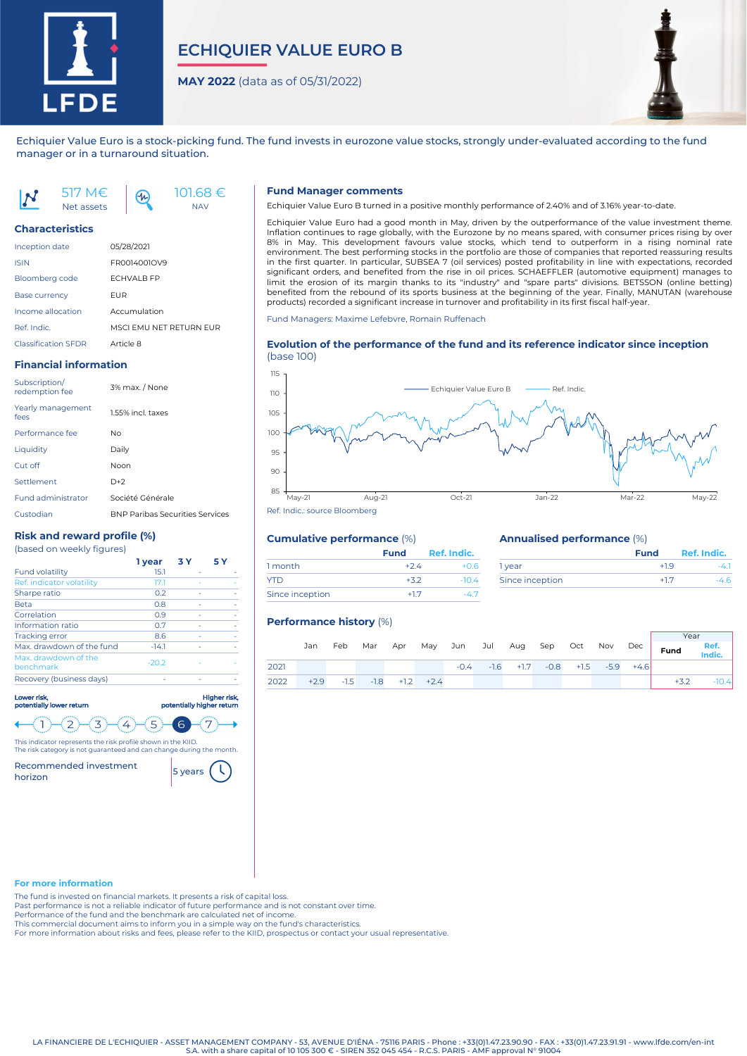# ECHIQUIER VALUE EURO B

**MAY 2022** (data as of 05/31/2022)

Echiquier Value Euro is a stock-picking fund. The fund invests in eurozone value stocks, strongly under-evaluated according to the fund manager or in a turnaround situation.

517 M€ Net assets

101.68 € NAV

## Characteristics

| | |
|---|---|
| Inception date | 05/28/2021 |
| ISIN | FR0014001OV9 |
| Bloomberg code | ECHVALB FP |
| Base currency | EUR |
| Income allocation | Accumulation |
| Ref. Indic. | MSCI EMU NET RETURN EUR |
| Classification SFDR | Article 8 |

## Financial information

| | |
|---|---|
| Subscription/ redemption fee | 3% max. / None |
| Yearly management fees | 1.55% incl. taxes |
| Performance fee | No |
| Liquidity | Daily |
| Cut off | Noon |
| Settlement | D+2 |
| Fund administrator | Société Générale |
| Custodian | BNP Paribas Securities Services |

## Risk and reward profile (%)

(based on weekly figures)

| | 1 year | 3 Y | 5 Y |
|---|---|---|---|
| Fund volatility | 15.1 | - | - |
| Ref. indicator volatility | 17.1 | - | - |
| Sharpe ratio | 0.2 | - | - |
| Beta | 0.8 | - | - |
| Correlation | 0.9 | - | - |
| Information ratio | 0.7 | - | - |
| Tracking error | 8.6 | - | - |
| Max. drawdown of the fund | -14.1 | - | - |
| Max. drawdown of the benchmark | -20.2 | - | - |
| Recovery (business days) | - | - | - |

**Lower risk, potentially lower return** — **Higher risk, potentially higher return**

1 2 3 4 5 **6** 7

This indicator represents the risk profile shown in the KIID.
The risk category is not guaranteed and can change during the month.

Recommended investment horizon: 5 years

## Fund Manager comments

Echiquier Value Euro B turned in a positive monthly performance of 2.40% and of 3.16% year-to-date.

Echiquier Value Euro had a good month in May, driven by the outperformance of the value investment theme. Inflation continues to rage globally, with the Eurozone by no means spared, with consumer prices rising by over 8% in May. This development favours value stocks, which tend to outperform in a rising nominal rate environment. The best performing stocks in the portfolio are those of companies that reported reassuring results in the first quarter. In particular, SUBSEA 7 (oil services) posted profitability in line with expectations, recorded significant orders, and benefited from the rise in oil prices. SCHAEFFLER (automotive equipment) manages to limit the erosion of its margin thanks to its "industry" and "spare parts" divisions. BETSSON (online betting) benefited from the rebound of its sports business at the beginning of the year. Finally, MANUTAN (warehouse products) recorded a significant increase in turnover and profitability in its first fiscal half-year.

Fund Managers: Maxime Lefebvre, Romain Ruffenach

## Evolution of the performance of the fund and its reference indicator since inception

(base 100)

Ref. Indic.: source Bloomberg

## Cumulative performance (%)

| | Fund | Ref. Indic. |
|---|---|---|
| 1 month | +2.4 | +0.6 |
| YTD | +3.2 | -10.4 |
| Since inception | +1.7 | -4.7 |

## Annualised performance (%)

| | Fund | Ref. Indic. |
|---|---|---|
| 1 year | +1.9 | -4.1 |
| Since inception | +1.7 | -4.6 |

## Performance history (%)

| | Jan | Feb | Mar | Apr | May | Jun | Jul | Aug | Sep | Oct | Nov | Dec | Year Fund | Year Ref. Indic. |
|---|---|---|---|---|---|---|---|---|---|---|---|---|---|---|
| 2021 | | | | | | -0.4 | -1.6 | +1.7 | -0.8 | +1.5 | -5.9 | +4.6 | | |
| 2022 | +2.9 | -1.5 | -1.8 | +1.2 | +2.4 | | | | | | | | +3.2 | -10.4 |

### For more information

The fund is invested on financial markets. It presents a risk of capital loss.
Past performance is not a reliable indicator of future performance and is not constant over time.
Performance of the fund and the benchmark are calculated net of income.
This commercial document aims to inform you in a simple way on the fund's characteristics.
For more information about risks and fees, please refer to the KIID, prospectus or contact your usual representative.

LA FINANCIERE DE L'ECHIQUIER - ASSET MANAGEMENT COMPANY - 53, AVENUE D'IÉNA - 75116 PARIS - Phone : +33(0)1.47.23.90.90 - FAX : +33(0)1.47.23.91.91 - www.lfde.com/en-int
S.A. with a share capital of 10 105 300 € - SIREN 352 045 454 - R.C.S. PARIS - AMF approval N° 91004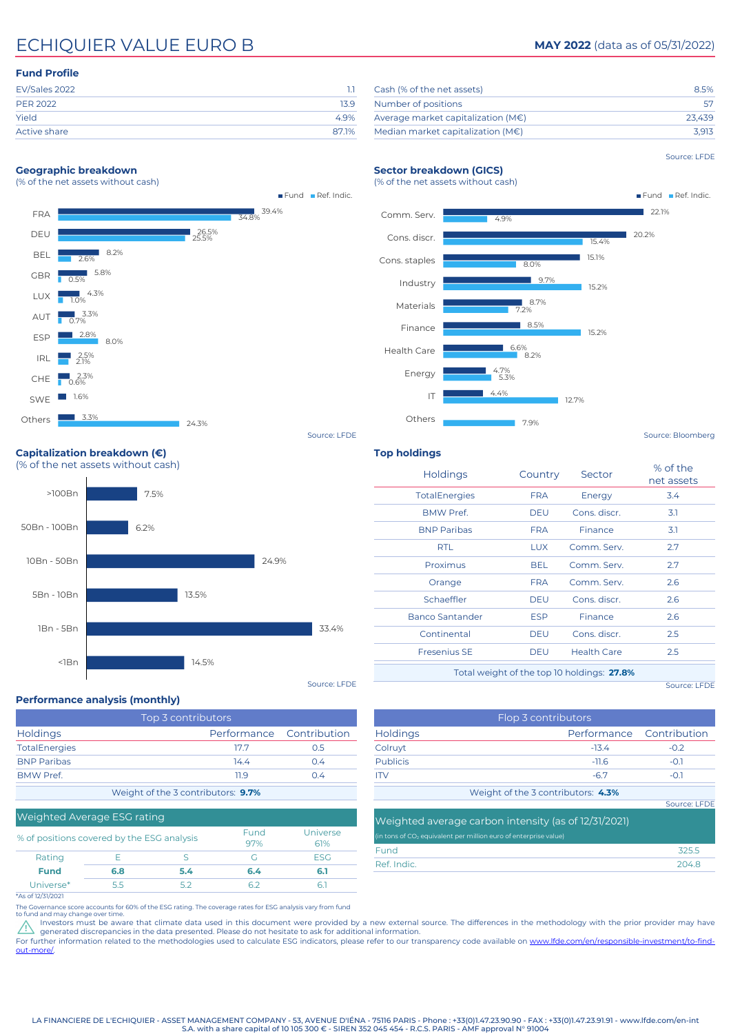# ECHIQUIER VALUE EURO B

**MAY 2022** (data as of 05/31/2022)

## Fund Profile

| | |
|---|---|
| EV/Sales 2022 | 1.1 |
| PER 2022 | 13.9 |
| Yield | 4.9% |
| Active share | 87.1% |

| | |
|---|---|
| Cash (% of the net assets) | 8.5% |
| Number of positions | 57 |
| Average market capitalization (M€) | 23,439 |
| Median market capitalization (M€) | 3,913 |

Source: LFDE

## Geographic breakdown

(% of the net assets without cash)

Fund Ref. Indic.

FRA 39.4% 34.8%
DEU 26.5% 25.5%
BEL 8.2% 2.6%
GBR 5.8% 0.5%
LUX 4.3% 1.0%
AUT 3.3% 0.7%
ESP 2.8% 8.0%
IRL 2.5% 2.1%
CHE 2.3% 0.6%
SWE 1.6%
Others 3.3% 24.3%

Source: LFDE

## Sector breakdown (GICS)

(% of the net assets without cash)

Fund Ref. Indic.

Comm. Serv. 22.1% 4.9%
Cons. discr. 20.2% 15.4%
Cons. staples 15.1% 8.0%
Industry 9.7% 15.2%
Materials 8.7% 7.2%
Finance 8.5% 15.2%
Health Care 6.6% 8.2%
Energy 4.7% 5.3%
IT 4.4% 12.7%
Others 7.9%

Source: Bloomberg

## Capitalization breakdown (€)

(% of the net assets without cash)

>100Bn 7.5%
50Bn - 100Bn 6.2%
10Bn - 50Bn 24.9%
5Bn - 10Bn 13.5%
1Bn - 5Bn 33.4%
<1Bn 14.5%

Source: LFDE

## Top holdings

| Holdings | Country | Sector | % of the net assets |
|---|---|---|---|
| TotalEnergies | FRA | Energy | 3.4 |
| BMW Pref. | DEU | Cons. discr. | 3.1 |
| BNP Paribas | FRA | Finance | 3.1 |
| RTL | LUX | Comm. Serv. | 2.7 |
| Proximus | BEL | Comm. Serv. | 2.7 |
| Orange | FRA | Comm. Serv. | 2.6 |
| Schaeffler | DEU | Cons. discr. | 2.6 |
| Banco Santander | ESP | Finance | 2.6 |
| Continental | DEU | Cons. discr. | 2.5 |
| Fresenius SE | DEU | Health Care | 2.5 |
| Total weight of the top 10 holdings: **27.8%** | | | |

Source: LFDE

## Performance analysis (monthly)

| Top 3 contributors | | |
|---|---|---|
| Holdings | Performance | Contribution |
| TotalEnergies | 17.7 | 0.5 |
| BNP Paribas | 14.4 | 0.4 |
| BMW Pref. | 11.9 | 0.4 |
| Weight of the 3 contributors: **9.7%** | | |

| Flop 3 contributors | | |
|---|---|---|
| Holdings | Performance | Contribution |
| Colruyt | -13.4 | -0.2 |
| Publicis | -11.6 | -0.1 |
| ITV | -6.7 | -0.1 |
| Weight of the 3 contributors: **4.3%** | | |

Source: LFDE

## Weighted Average ESG rating

| % of positions covered by the ESG analysis | | Fund 97% | | Universe 61% |
|---|---|---|---|---|
| Rating | E | S | G | ESG |
| **Fund** | **6.8** | **5.4** | **6.4** | **6.1** |
| Universe* | 5.5 | 5.2 | 6.2 | 6.1 |

*As of 12/31/2021

## Weighted average carbon intensity (as of 12/31/2021)

(in tons of $CO_2$ equivalent per million euro of enterprise value)

| | |
|---|---|
| Fund | 325.5 |
| Ref. Indic. | 204.8 |

The Governance score accounts for 60% of the ESG rating. The coverage rates for ESG analysis vary from fund to fund and may change over time.

Investors must be aware that climate data used in this document were provided by a new external source. The differences in the methodology with the prior provider may have generated discrepancies in the data presented. Please do not hesitate to ask for additional information.

For further information related to the methodologies used to calculate ESG indicators, please refer to our transparency code available on www.lfde.com/en/responsible-investment/to-find-out-more/.

LA FINANCIERE DE L'ECHIQUIER - ASSET MANAGEMENT COMPANY - 53, AVENUE D'IÉNA - 75116 PARIS - Phone : +33(0)1.47.23.90.90 - FAX : +33(0)1.47.23.91.91 - www.lfde.com/en-int
S.A. with a share capital of 10 105 300 € - SIREN 352 045 454 - R.C.S. PARIS - AMF approval N° 91004